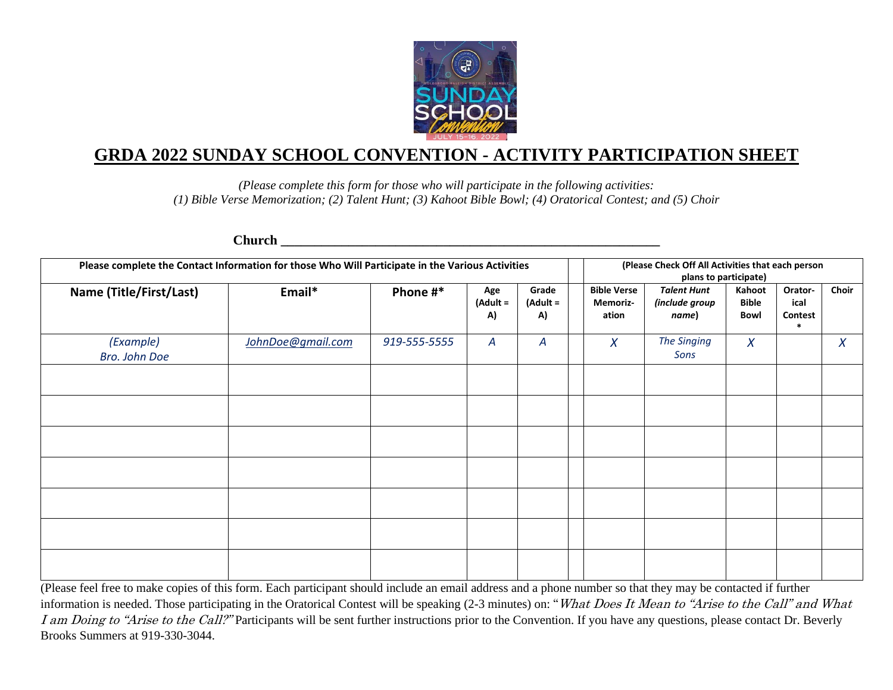# GRDA 2022 SUNDAY SCHOOL CONVENTION - ACTIVITY PARTICIPATION SHEET

*(Please complete this form for those who will participate in the following activities:*
*(1) Bible Verse Memorization; (2) Talent Hunt; (3) Kahoot Bible Bowl; (4) Oratorical Contest; and (5) Choir*

**Church** ____________________________________________________________

| **Please complete the Contact Information for those Who Will Participate in the Various Activities** | | | | | | **(Please Check Off All Activities that each person plans to participate)** | | | | |
|---|---|---|---|---|---|---|---|---|---|---|
| **Name (Title/First/Last)** | **Email*** | **Phone #*** | **Age (Adult = A)** | **Grade (Adult = A)** | | **Bible Verse Memoriz-ation** | ***Talent Hunt (include group name)*** | **Kahoot Bible Bowl** | **Orator-ical Contest *** | **Choir** |
| *(Example) Bro. John Doe* | *JohnDoe@gmail.com* | *919-555-5555* | *A* | *A* | | *X* | *The Singing Sons* | *X* | | *X* |
| | | | | | | | | | | |
| | | | | | | | | | | |
| | | | | | | | | | | |
| | | | | | | | | | | |
| | | | | | | | | | | |
| | | | | | | | | | | |
| | | | | | | | | | | |

(Please feel free to make copies of this form. Each participant should include an email address and a phone number so that they may be contacted if further information is needed. Those participating in the Oratorical Contest will be speaking (2-3 minutes) on: "*What Does It Mean to "Arise to the Call" and What I am Doing to "Arise to the Call?"* Participants will be sent further instructions prior to the Convention. If you have any questions, please contact Dr. Beverly Brooks Summers at 919-330-3044.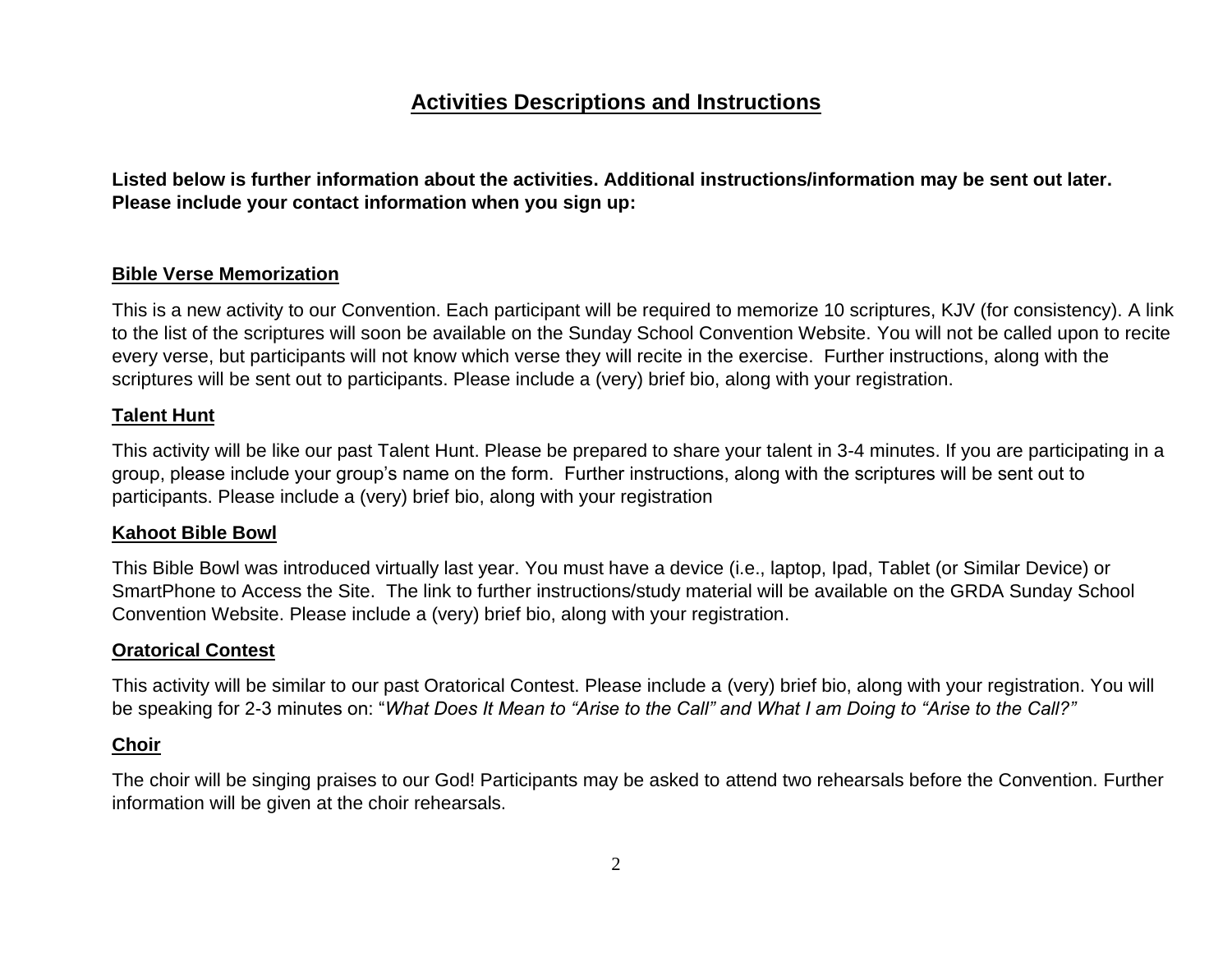# Activities Descriptions and Instructions

**Listed below is further information about the activities. Additional instructions/information may be sent out later. Please include your contact information when you sign up:**

## Bible Verse Memorization

This is a new activity to our Convention. Each participant will be required to memorize 10 scriptures, KJV (for consistency). A link to the list of the scriptures will soon be available on the Sunday School Convention Website. You will not be called upon to recite every verse, but participants will not know which verse they will recite in the exercise. Further instructions, along with the scriptures will be sent out to participants. Please include a (very) brief bio, along with your registration.

## Talent Hunt

This activity will be like our past Talent Hunt. Please be prepared to share your talent in 3-4 minutes. If you are participating in a group, please include your group's name on the form. Further instructions, along with the scriptures will be sent out to participants. Please include a (very) brief bio, along with your registration

## Kahoot Bible Bowl

This Bible Bowl was introduced virtually last year. You must have a device (i.e., laptop, Ipad, Tablet (or Similar Device) or SmartPhone to Access the Site. The link to further instructions/study material will be available on the GRDA Sunday School Convention Website. Please include a (very) brief bio, along with your registration.

## Oratorical Contest

This activity will be similar to our past Oratorical Contest. Please include a (very) brief bio, along with your registration. You will be speaking for 2-3 minutes on: "*What Does It Mean to "Arise to the Call" and What I am Doing to "Arise to the Call?"*

## Choir

The choir will be singing praises to our God! Participants may be asked to attend two rehearsals before the Convention. Further information will be given at the choir rehearsals.